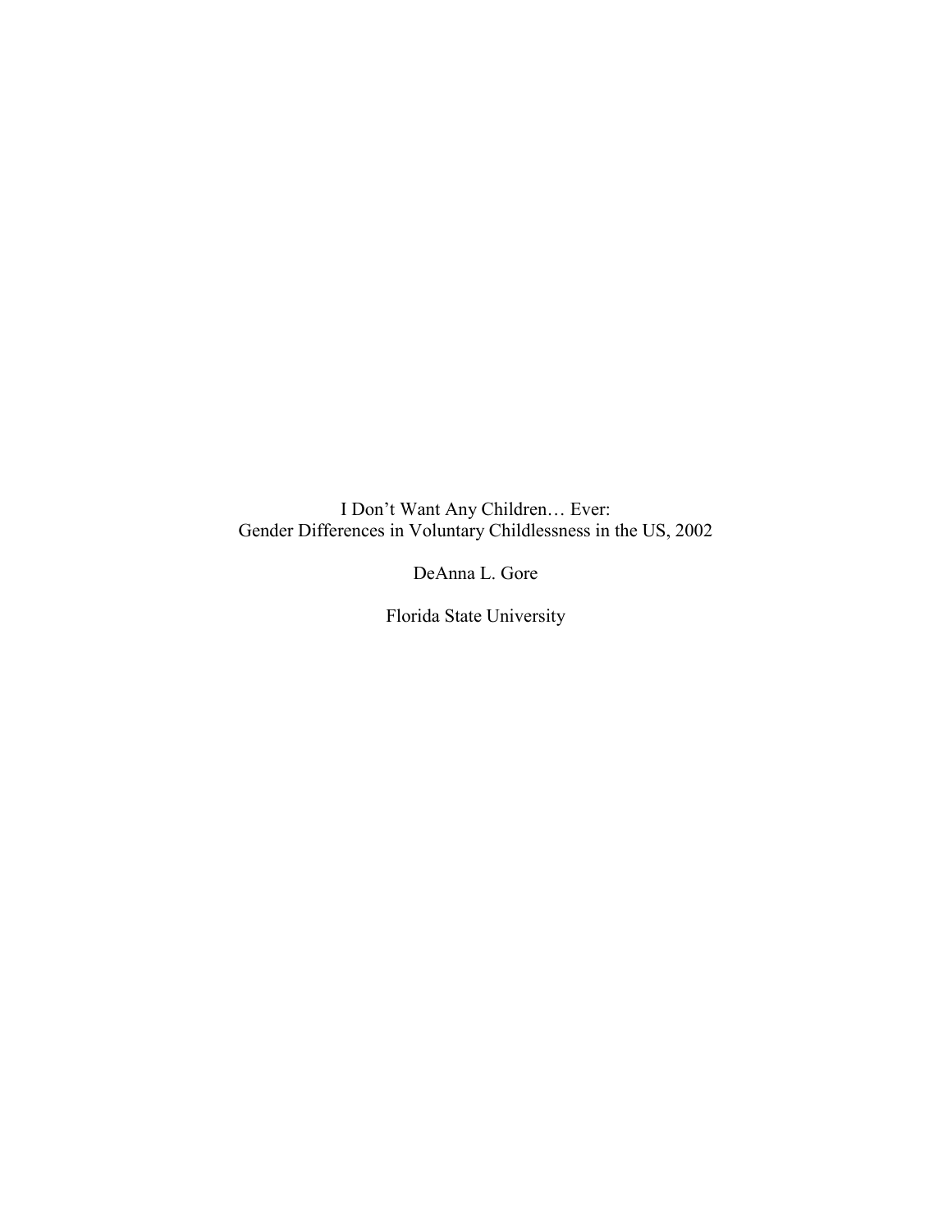# I Don't Want Any Children… Ever:
## Gender Differences in Voluntary Childlessness in the US, 2002

DeAnna L. Gore

Florida State University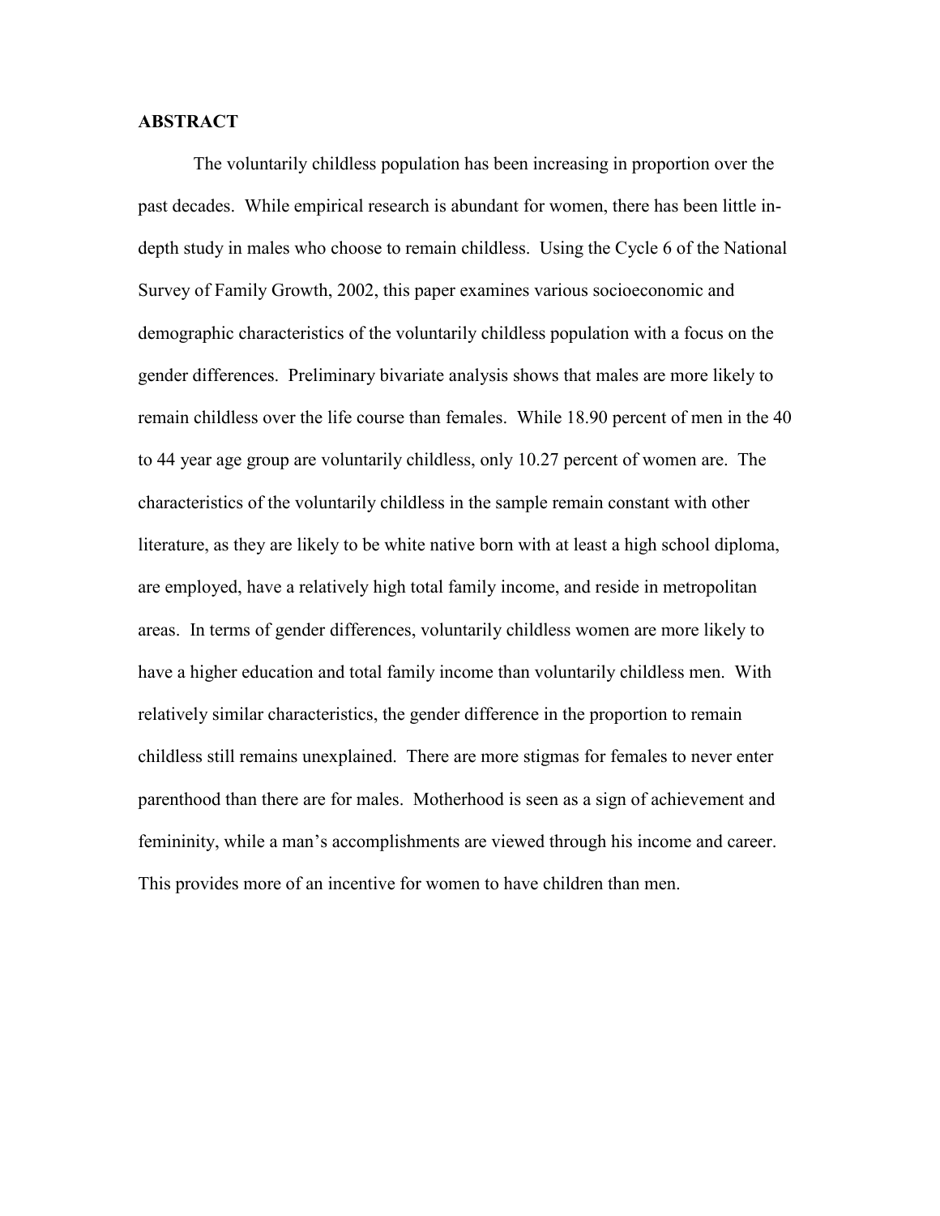## ABSTRACT

The voluntarily childless population has been increasing in proportion over the past decades. While empirical research is abundant for women, there has been little in-depth study in males who choose to remain childless. Using the Cycle 6 of the National Survey of Family Growth, 2002, this paper examines various socioeconomic and demographic characteristics of the voluntarily childless population with a focus on the gender differences. Preliminary bivariate analysis shows that males are more likely to remain childless over the life course than females. While 18.90 percent of men in the 40 to 44 year age group are voluntarily childless, only 10.27 percent of women are. The characteristics of the voluntarily childless in the sample remain constant with other literature, as they are likely to be white native born with at least a high school diploma, are employed, have a relatively high total family income, and reside in metropolitan areas. In terms of gender differences, voluntarily childless women are more likely to have a higher education and total family income than voluntarily childless men. With relatively similar characteristics, the gender difference in the proportion to remain childless still remains unexplained. There are more stigmas for females to never enter parenthood than there are for males. Motherhood is seen as a sign of achievement and femininity, while a man's accomplishments are viewed through his income and career. This provides more of an incentive for women to have children than men.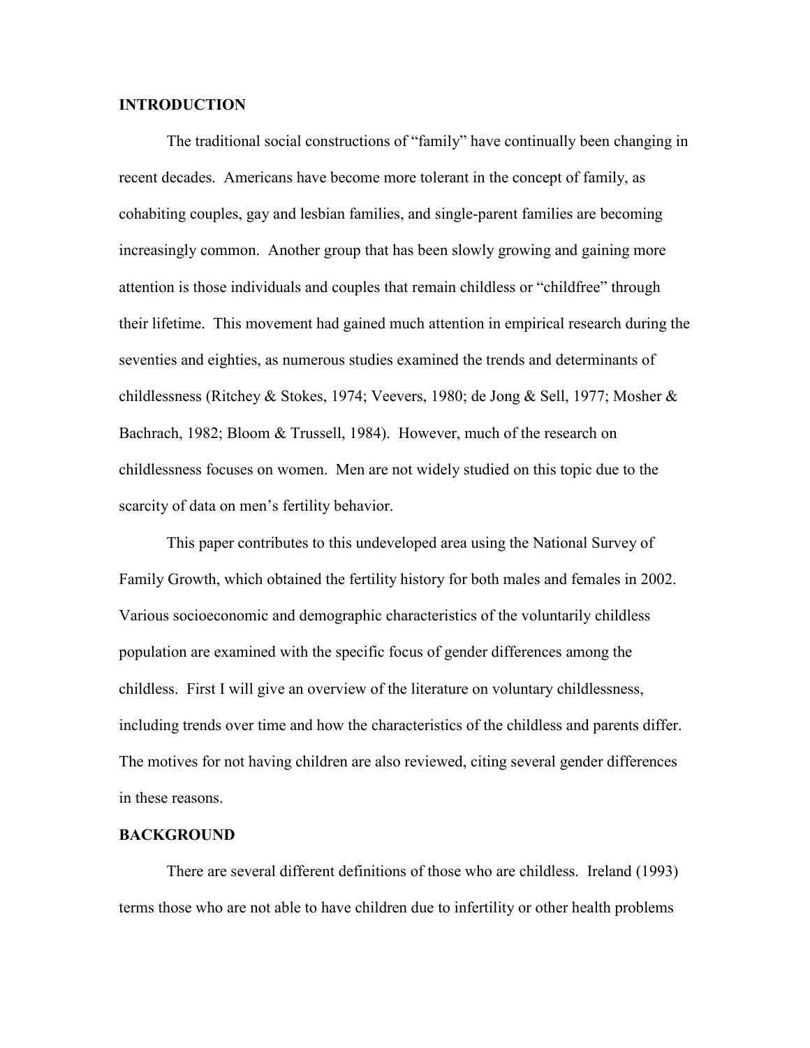## INTRODUCTION

The traditional social constructions of "family" have continually been changing in recent decades. Americans have become more tolerant in the concept of family, as cohabiting couples, gay and lesbian families, and single-parent families are becoming increasingly common. Another group that has been slowly growing and gaining more attention is those individuals and couples that remain childless or "childfree" through their lifetime. This movement had gained much attention in empirical research during the seventies and eighties, as numerous studies examined the trends and determinants of childlessness (Ritchey & Stokes, 1974; Veevers, 1980; de Jong & Sell, 1977; Mosher & Bachrach, 1982; Bloom & Trussell, 1984). However, much of the research on childlessness focuses on women. Men are not widely studied on this topic due to the scarcity of data on men's fertility behavior.

This paper contributes to this undeveloped area using the National Survey of Family Growth, which obtained the fertility history for both males and females in 2002. Various socioeconomic and demographic characteristics of the voluntarily childless population are examined with the specific focus of gender differences among the childless. First I will give an overview of the literature on voluntary childlessness, including trends over time and how the characteristics of the childless and parents differ. The motives for not having children are also reviewed, citing several gender differences in these reasons.

## BACKGROUND

There are several different definitions of those who are childless. Ireland (1993) terms those who are not able to have children due to infertility or other health problems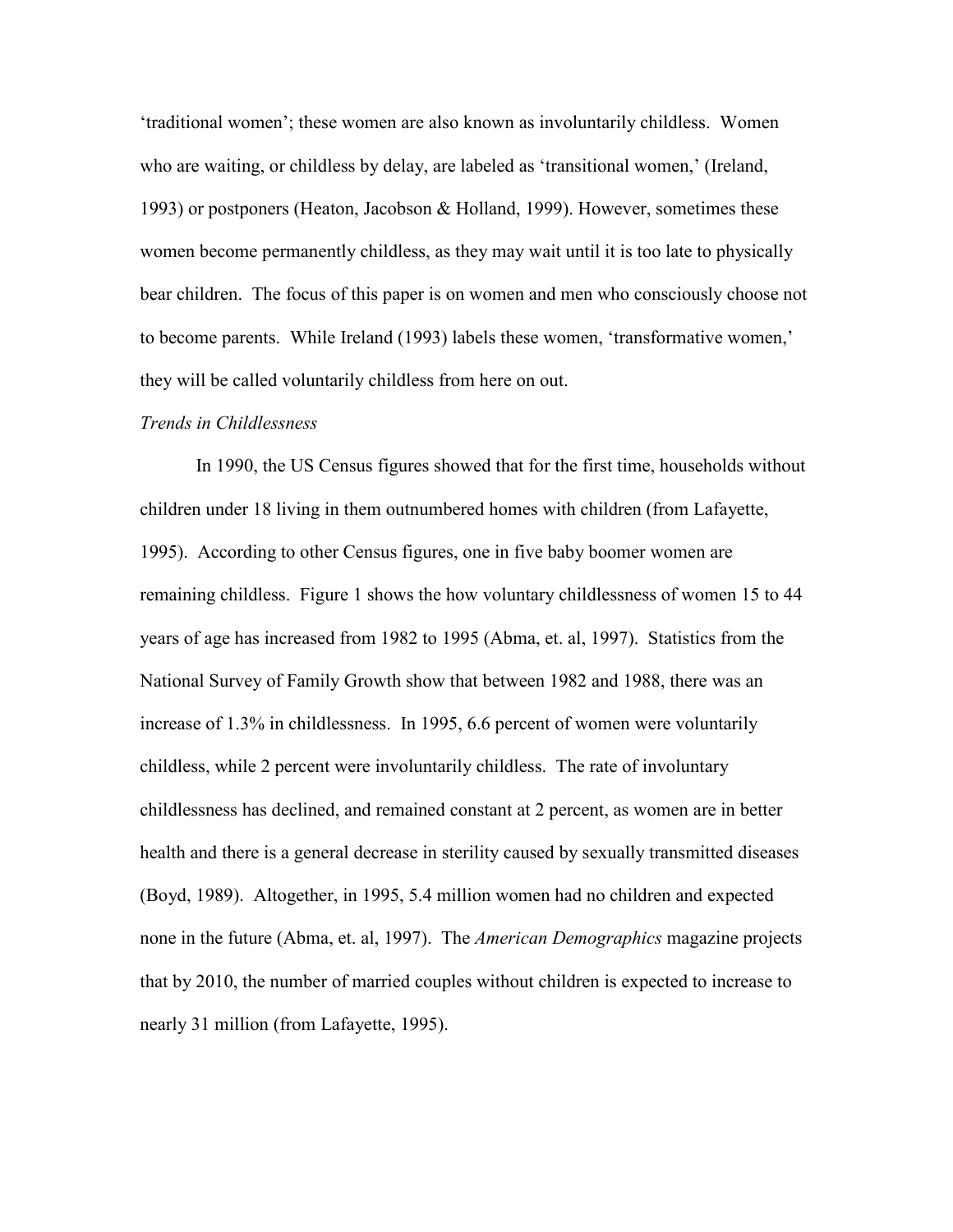'traditional women'; these women are also known as involuntarily childless. Women who are waiting, or childless by delay, are labeled as 'transitional women,' (Ireland, 1993) or postponers (Heaton, Jacobson & Holland, 1999). However, sometimes these women become permanently childless, as they may wait until it is too late to physically bear children. The focus of this paper is on women and men who consciously choose not to become parents. While Ireland (1993) labels these women, 'transformative women,' they will be called voluntarily childless from here on out.

*Trends in Childlessness*

In 1990, the US Census figures showed that for the first time, households without children under 18 living in them outnumbered homes with children (from Lafayette, 1995). According to other Census figures, one in five baby boomer women are remaining childless. Figure 1 shows the how voluntary childlessness of women 15 to 44 years of age has increased from 1982 to 1995 (Abma, et. al, 1997). Statistics from the National Survey of Family Growth show that between 1982 and 1988, there was an increase of 1.3% in childlessness. In 1995, 6.6 percent of women were voluntarily childless, while 2 percent were involuntarily childless. The rate of involuntary childlessness has declined, and remained constant at 2 percent, as women are in better health and there is a general decrease in sterility caused by sexually transmitted diseases (Boyd, 1989). Altogether, in 1995, 5.4 million women had no children and expected none in the future (Abma, et. al, 1997). The *American Demographics* magazine projects that by 2010, the number of married couples without children is expected to increase to nearly 31 million (from Lafayette, 1995).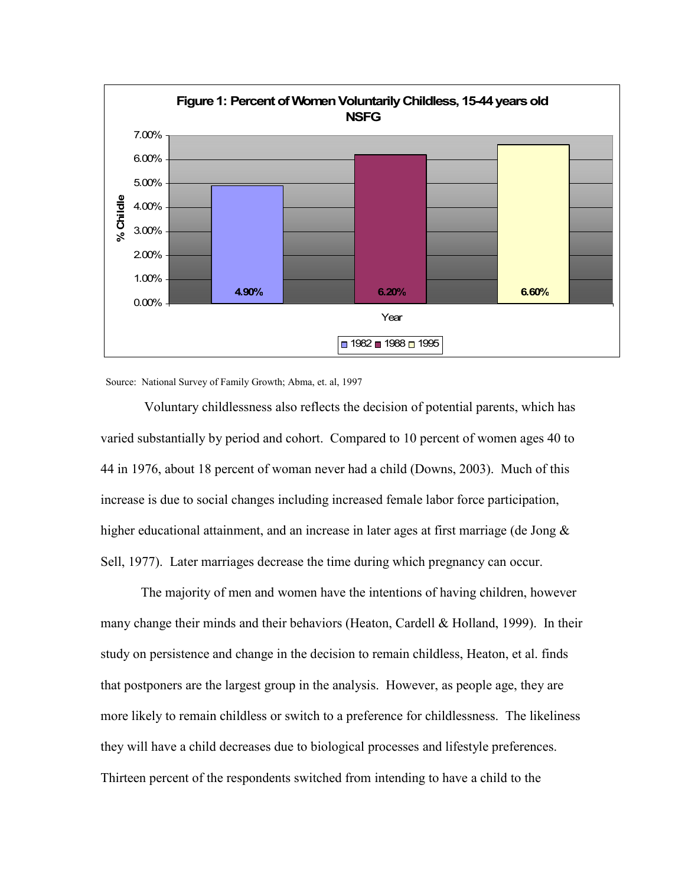**Figure 1: Percent of Women Voluntarily Childless, 15-44 years old NSFG**

| Year | % Childless |
|---|---|
| 1982 | 4.90% |
| 1988 | 6.20% |
| 1995 | 6.60% |

Source: National Survey of Family Growth; Abma, et. al, 1997

Voluntary childlessness also reflects the decision of potential parents, which has varied substantially by period and cohort. Compared to 10 percent of women ages 40 to 44 in 1976, about 18 percent of woman never had a child (Downs, 2003). Much of this increase is due to social changes including increased female labor force participation, higher educational attainment, and an increase in later ages at first marriage (de Jong & Sell, 1977). Later marriages decrease the time during which pregnancy can occur.

The majority of men and women have the intentions of having children, however many change their minds and their behaviors (Heaton, Cardell & Holland, 1999). In their study on persistence and change in the decision to remain childless, Heaton, et al. finds that postponers are the largest group in the analysis. However, as people age, they are more likely to remain childless or switch to a preference for childlessness. The likeliness they will have a child decreases due to biological processes and lifestyle preferences. Thirteen percent of the respondents switched from intending to have a child to the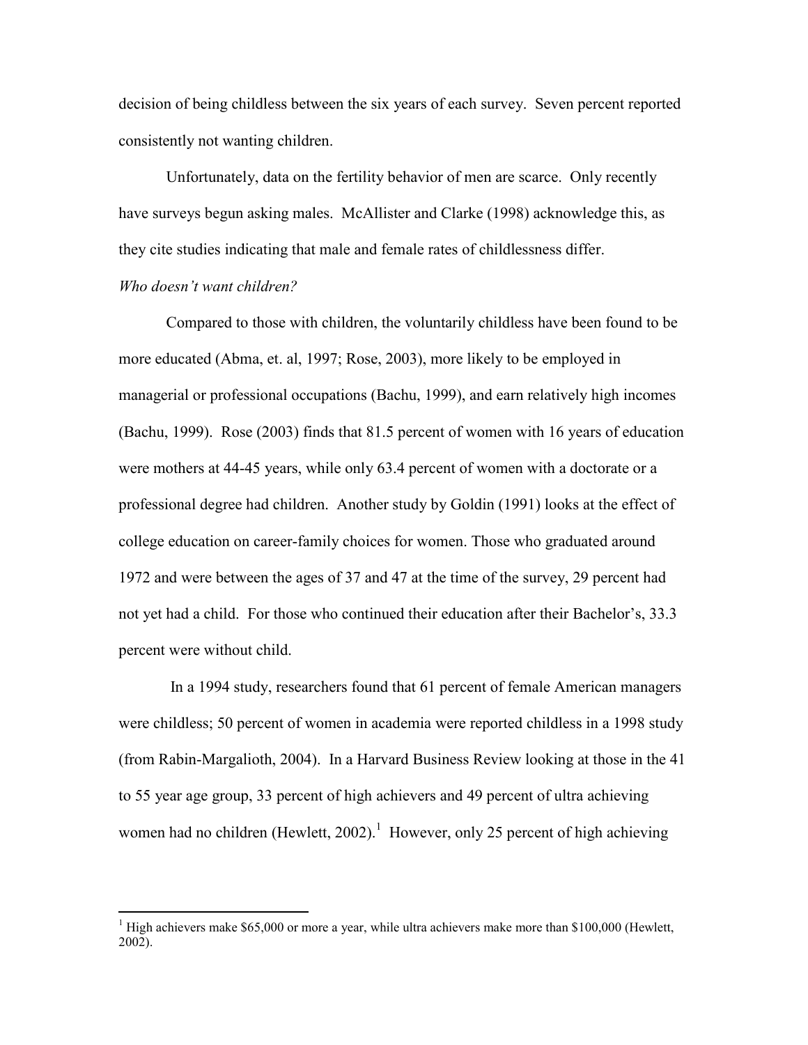decision of being childless between the six years of each survey. Seven percent reported consistently not wanting children.

Unfortunately, data on the fertility behavior of men are scarce. Only recently have surveys begun asking males. McAllister and Clarke (1998) acknowledge this, as they cite studies indicating that male and female rates of childlessness differ.

*Who doesn't want children?*

Compared to those with children, the voluntarily childless have been found to be more educated (Abma, et. al, 1997; Rose, 2003), more likely to be employed in managerial or professional occupations (Bachu, 1999), and earn relatively high incomes (Bachu, 1999). Rose (2003) finds that 81.5 percent of women with 16 years of education were mothers at 44-45 years, while only 63.4 percent of women with a doctorate or a professional degree had children. Another study by Goldin (1991) looks at the effect of college education on career-family choices for women. Those who graduated around 1972 and were between the ages of 37 and 47 at the time of the survey, 29 percent had not yet had a child. For those who continued their education after their Bachelor's, 33.3 percent were without child.

In a 1994 study, researchers found that 61 percent of female American managers were childless; 50 percent of women in academia were reported childless in a 1998 study (from Rabin-Margalioth, 2004). In a Harvard Business Review looking at those in the 41 to 55 year age group, 33 percent of high achievers and 49 percent of ultra achieving women had no children (Hewlett, 2002).[1] However, only 25 percent of high achieving

[1] High achievers make $65,000 or more a year, while ultra achievers make more than $100,000 (Hewlett, 2002).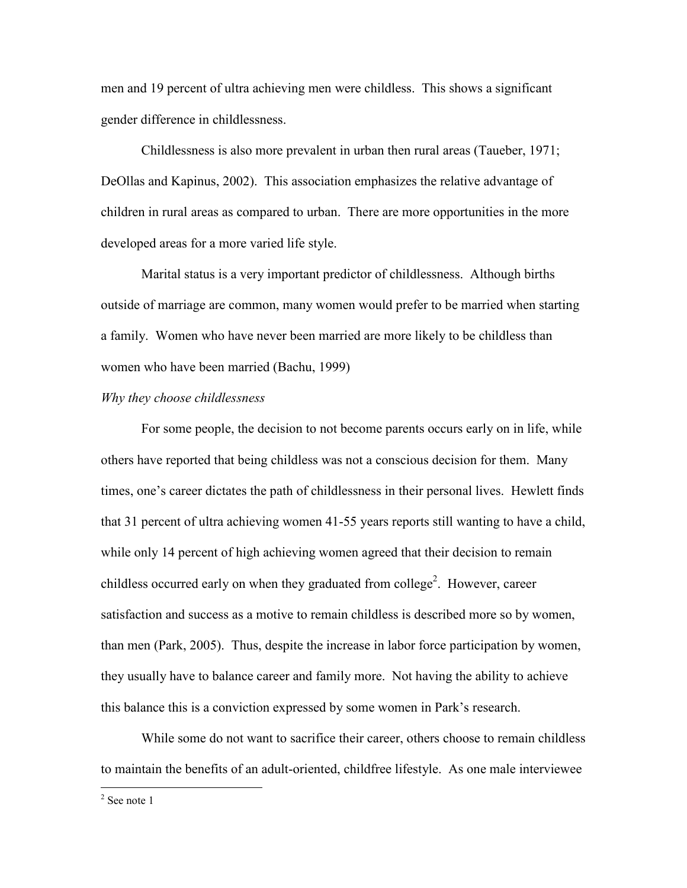men and 19 percent of ultra achieving men were childless. This shows a significant gender difference in childlessness.

Childlessness is also more prevalent in urban then rural areas (Taueber, 1971; DeOllas and Kapinus, 2002). This association emphasizes the relative advantage of children in rural areas as compared to urban. There are more opportunities in the more developed areas for a more varied life style.

Marital status is a very important predictor of childlessness. Although births outside of marriage are common, many women would prefer to be married when starting a family. Women who have never been married are more likely to be childless than women who have been married (Bachu, 1999)

*Why they choose childlessness*

For some people, the decision to not become parents occurs early on in life, while others have reported that being childless was not a conscious decision for them. Many times, one's career dictates the path of childlessness in their personal lives. Hewlett finds that 31 percent of ultra achieving women 41-55 years reports still wanting to have a child, while only 14 percent of high achieving women agreed that their decision to remain childless occurred early on when they graduated from college[2]. However, career satisfaction and success as a motive to remain childless is described more so by women, than men (Park, 2005). Thus, despite the increase in labor force participation by women, they usually have to balance career and family more. Not having the ability to achieve this balance this is a conviction expressed by some women in Park's research.

While some do not want to sacrifice their career, others choose to remain childless to maintain the benefits of an adult-oriented, childfree lifestyle. As one male interviewee

[2] See note 1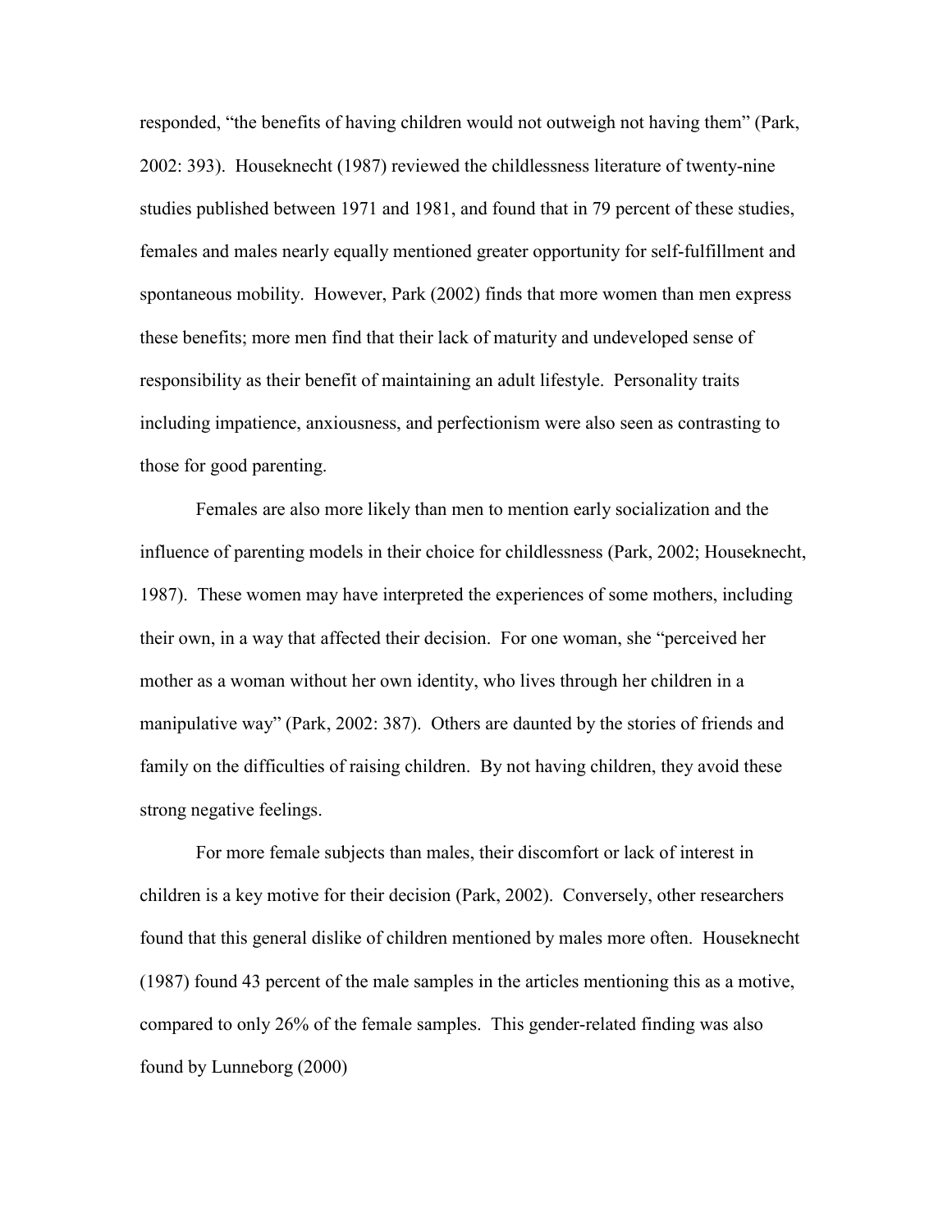responded, "the benefits of having children would not outweigh not having them" (Park, 2002: 393). Houseknecht (1987) reviewed the childlessness literature of twenty-nine studies published between 1971 and 1981, and found that in 79 percent of these studies, females and males nearly equally mentioned greater opportunity for self-fulfillment and spontaneous mobility. However, Park (2002) finds that more women than men express these benefits; more men find that their lack of maturity and undeveloped sense of responsibility as their benefit of maintaining an adult lifestyle. Personality traits including impatience, anxiousness, and perfectionism were also seen as contrasting to those for good parenting.

Females are also more likely than men to mention early socialization and the influence of parenting models in their choice for childlessness (Park, 2002; Houseknecht, 1987). These women may have interpreted the experiences of some mothers, including their own, in a way that affected their decision. For one woman, she "perceived her mother as a woman without her own identity, who lives through her children in a manipulative way" (Park, 2002: 387). Others are daunted by the stories of friends and family on the difficulties of raising children. By not having children, they avoid these strong negative feelings.

For more female subjects than males, their discomfort or lack of interest in children is a key motive for their decision (Park, 2002). Conversely, other researchers found that this general dislike of children mentioned by males more often. Houseknecht (1987) found 43 percent of the male samples in the articles mentioning this as a motive, compared to only 26% of the female samples. This gender-related finding was also found by Lunneborg (2000)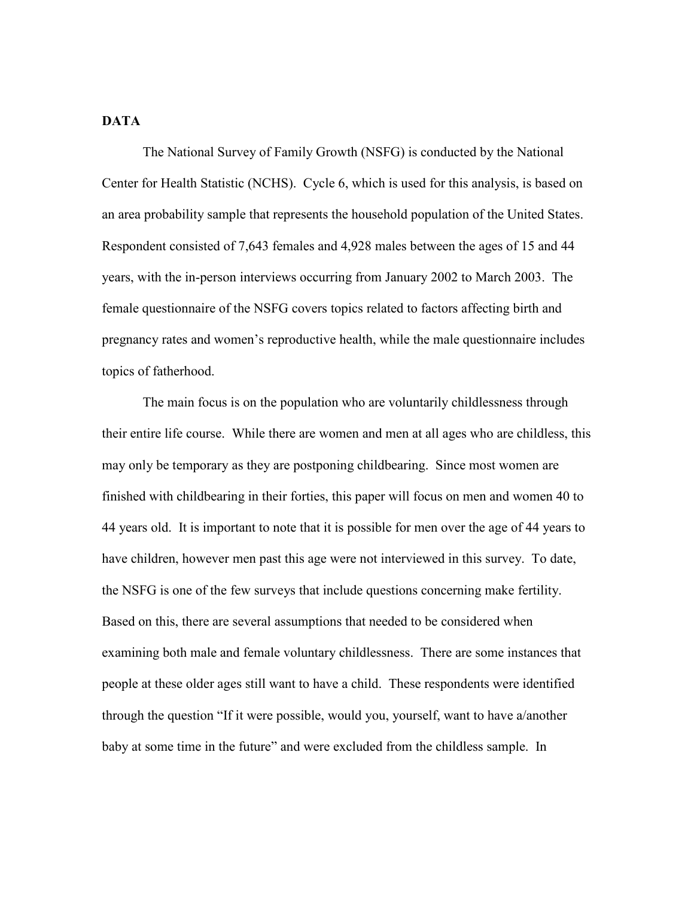**DATA**

The National Survey of Family Growth (NSFG) is conducted by the National Center for Health Statistic (NCHS). Cycle 6, which is used for this analysis, is based on an area probability sample that represents the household population of the United States. Respondent consisted of 7,643 females and 4,928 males between the ages of 15 and 44 years, with the in-person interviews occurring from January 2002 to March 2003. The female questionnaire of the NSFG covers topics related to factors affecting birth and pregnancy rates and women's reproductive health, while the male questionnaire includes topics of fatherhood.

The main focus is on the population who are voluntarily childlessness through their entire life course. While there are women and men at all ages who are childless, this may only be temporary as they are postponing childbearing. Since most women are finished with childbearing in their forties, this paper will focus on men and women 40 to 44 years old. It is important to note that it is possible for men over the age of 44 years to have children, however men past this age were not interviewed in this survey. To date, the NSFG is one of the few surveys that include questions concerning make fertility. Based on this, there are several assumptions that needed to be considered when examining both male and female voluntary childlessness. There are some instances that people at these older ages still want to have a child. These respondents were identified through the question "If it were possible, would you, yourself, want to have a/another baby at some time in the future" and were excluded from the childless sample. In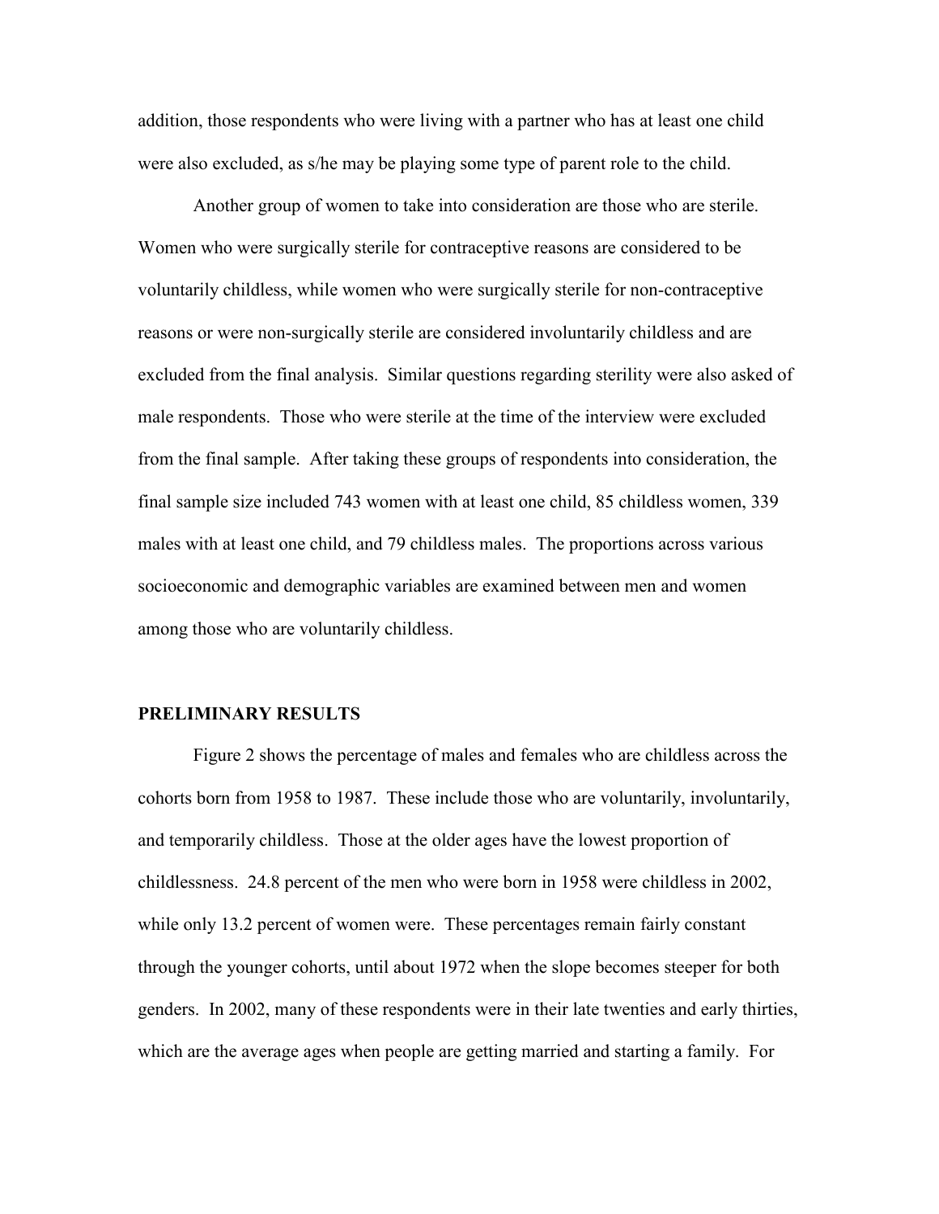addition, those respondents who were living with a partner who has at least one child were also excluded, as s/he may be playing some type of parent role to the child.

Another group of women to take into consideration are those who are sterile. Women who were surgically sterile for contraceptive reasons are considered to be voluntarily childless, while women who were surgically sterile for non-contraceptive reasons or were non-surgically sterile are considered involuntarily childless and are excluded from the final analysis. Similar questions regarding sterility were also asked of male respondents. Those who were sterile at the time of the interview were excluded from the final sample. After taking these groups of respondents into consideration, the final sample size included 743 women with at least one child, 85 childless women, 339 males with at least one child, and 79 childless males. The proportions across various socioeconomic and demographic variables are examined between men and women among those who are voluntarily childless.

## PRELIMINARY RESULTS

Figure 2 shows the percentage of males and females who are childless across the cohorts born from 1958 to 1987. These include those who are voluntarily, involuntarily, and temporarily childless. Those at the older ages have the lowest proportion of childlessness. 24.8 percent of the men who were born in 1958 were childless in 2002, while only 13.2 percent of women were. These percentages remain fairly constant through the younger cohorts, until about 1972 when the slope becomes steeper for both genders. In 2002, many of these respondents were in their late twenties and early thirties, which are the average ages when people are getting married and starting a family. For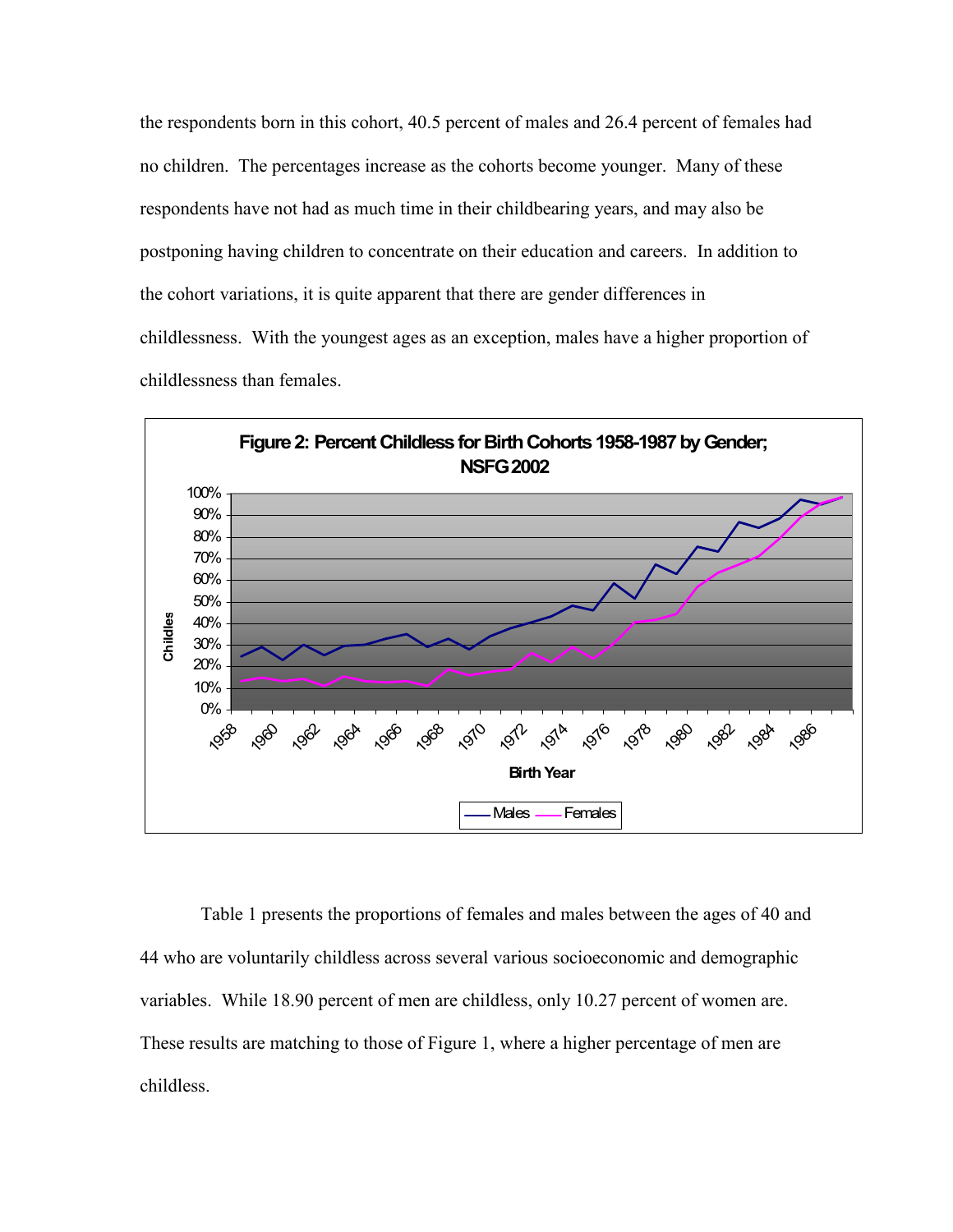the respondents born in this cohort, 40.5 percent of males and 26.4 percent of females had no children. The percentages increase as the cohorts become younger. Many of these respondents have not had as much time in their childbearing years, and may also be postponing having children to concentrate on their education and careers. In addition to the cohort variations, it is quite apparent that there are gender differences in childlessness. With the youngest ages as an exception, males have a higher proportion of childlessness than females.

**Figure 2: Percent Childless for Birth Cohorts 1958-1987 by Gender; NSFG 2002**

Table 1 presents the proportions of females and males between the ages of 40 and 44 who are voluntarily childless across several various socioeconomic and demographic variables. While 18.90 percent of men are childless, only 10.27 percent of women are. These results are matching to those of Figure 1, where a higher percentage of men are childless.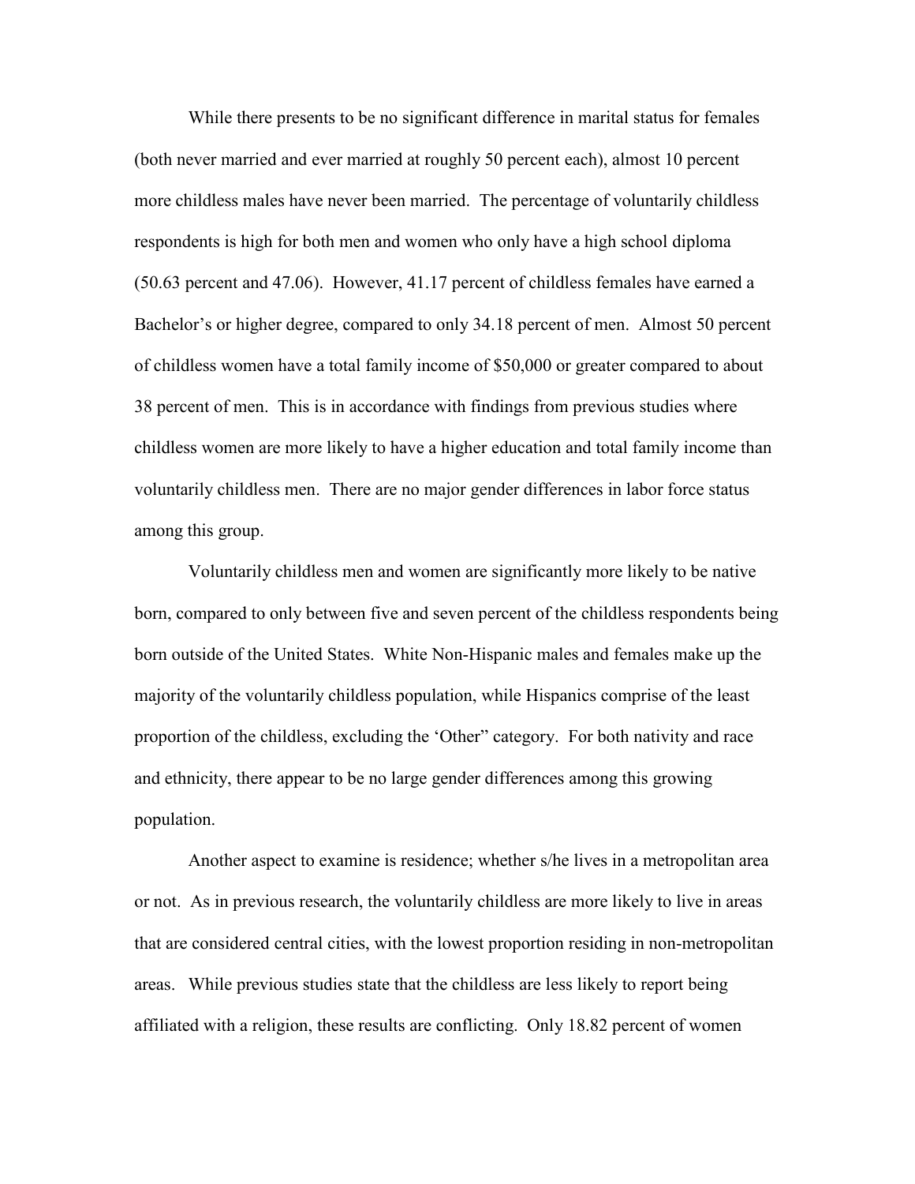While there presents to be no significant difference in marital status for females (both never married and ever married at roughly 50 percent each), almost 10 percent more childless males have never been married. The percentage of voluntarily childless respondents is high for both men and women who only have a high school diploma (50.63 percent and 47.06). However, 41.17 percent of childless females have earned a Bachelor's or higher degree, compared to only 34.18 percent of men. Almost 50 percent of childless women have a total family income of $50,000 or greater compared to about 38 percent of men. This is in accordance with findings from previous studies where childless women are more likely to have a higher education and total family income than voluntarily childless men. There are no major gender differences in labor force status among this group.

Voluntarily childless men and women are significantly more likely to be native born, compared to only between five and seven percent of the childless respondents being born outside of the United States. White Non-Hispanic males and females make up the majority of the voluntarily childless population, while Hispanics comprise of the least proportion of the childless, excluding the 'Other" category. For both nativity and race and ethnicity, there appear to be no large gender differences among this growing population.

Another aspect to examine is residence; whether s/he lives in a metropolitan area or not. As in previous research, the voluntarily childless are more likely to live in areas that are considered central cities, with the lowest proportion residing in non-metropolitan areas. While previous studies state that the childless are less likely to report being affiliated with a religion, these results are conflicting. Only 18.82 percent of women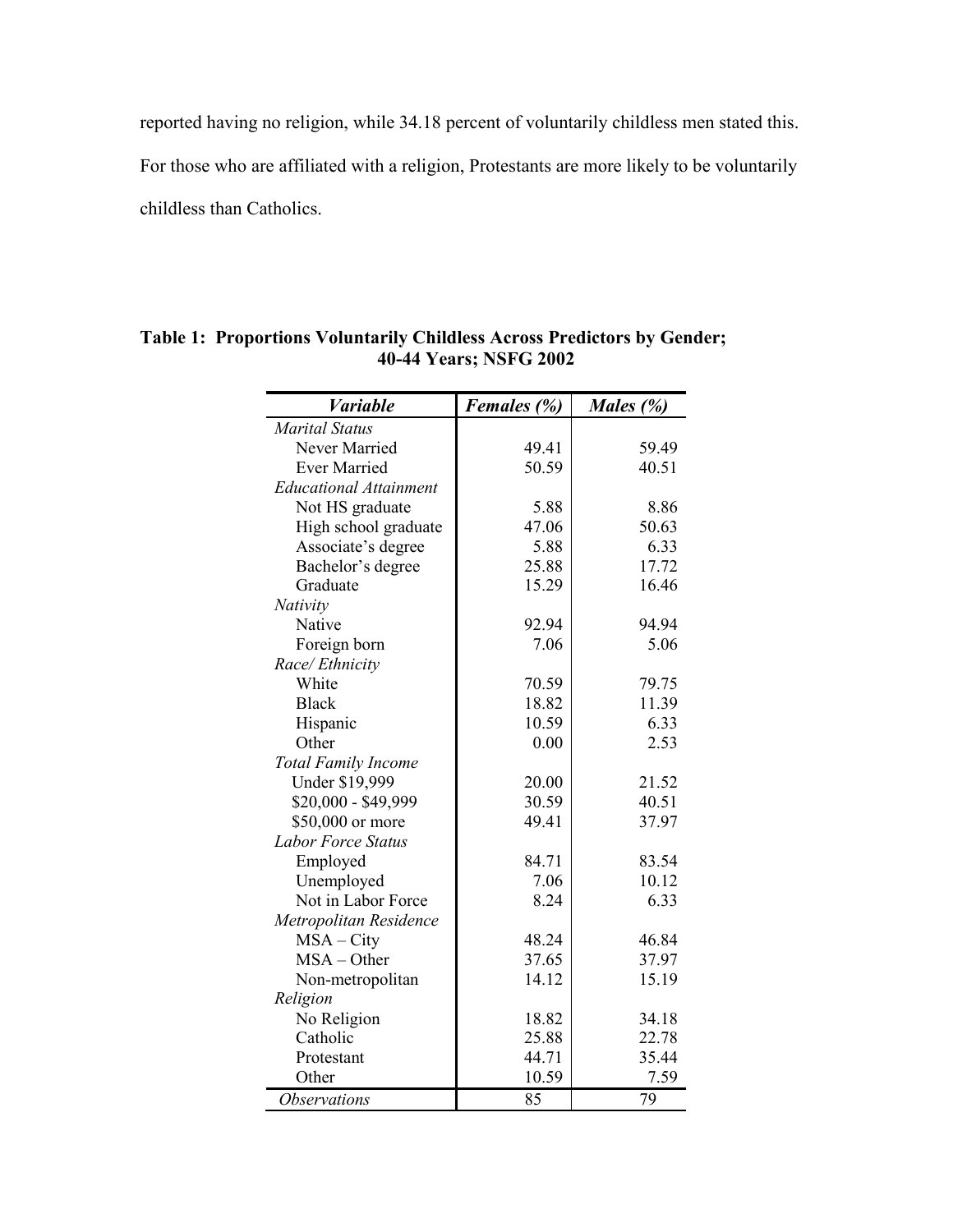reported having no religion, while 34.18 percent of voluntarily childless men stated this. For those who are affiliated with a religion, Protestants are more likely to be voluntarily childless than Catholics.

**Table 1: Proportions Voluntarily Childless Across Predictors by Gender; 40-44 Years; NSFG 2002**

| *Variable* | *Females (%)* | *Males (%)* |
|---|---|---|
| *Marital Status* | | |
| Never Married | 49.41 | 59.49 |
| Ever Married | 50.59 | 40.51 |
| *Educational Attainment* | | |
| Not HS graduate | 5.88 | 8.86 |
| High school graduate | 47.06 | 50.63 |
| Associate's degree | 5.88 | 6.33 |
| Bachelor's degree | 25.88 | 17.72 |
| Graduate | 15.29 | 16.46 |
| *Nativity* | | |
| Native | 92.94 | 94.94 |
| Foreign born | 7.06 | 5.06 |
| *Race/ Ethnicity* | | |
| White | 70.59 | 79.75 |
| Black | 18.82 | 11.39 |
| Hispanic | 10.59 | 6.33 |
| Other | 0.00 | 2.53 |
| *Total Family Income* | | |
| Under $19,999 | 20.00 | 21.52 |
| $20,000 - $49,999 | 30.59 | 40.51 |
| $50,000 or more | 49.41 | 37.97 |
| *Labor Force Status* | | |
| Employed | 84.71 | 83.54 |
| Unemployed | 7.06 | 10.12 |
| Not in Labor Force | 8.24 | 6.33 |
| *Metropolitan Residence* | | |
| MSA – City | 48.24 | 46.84 |
| MSA – Other | 37.65 | 37.97 |
| Non-metropolitan | 14.12 | 15.19 |
| *Religion* | | |
| No Religion | 18.82 | 34.18 |
| Catholic | 25.88 | 22.78 |
| Protestant | 44.71 | 35.44 |
| Other | 10.59 | 7.59 |
| *Observations* | 85 | 79 |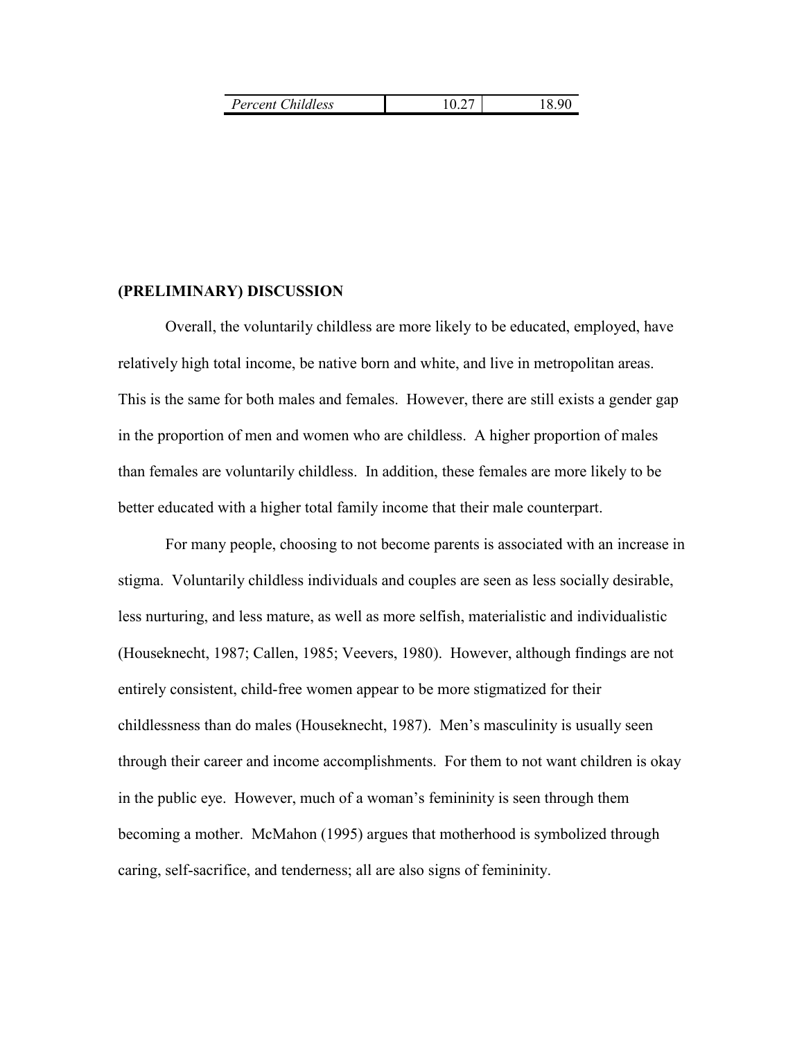| *Percent Childless* | 10.27 | 18.90 |
|---|---|---|

**(PRELIMINARY) DISCUSSION**

Overall, the voluntarily childless are more likely to be educated, employed, have relatively high total income, be native born and white, and live in metropolitan areas. This is the same for both males and females. However, there are still exists a gender gap in the proportion of men and women who are childless. A higher proportion of males than females are voluntarily childless. In addition, these females are more likely to be better educated with a higher total family income that their male counterpart.

For many people, choosing to not become parents is associated with an increase in stigma. Voluntarily childless individuals and couples are seen as less socially desirable, less nurturing, and less mature, as well as more selfish, materialistic and individualistic (Houseknecht, 1987; Callen, 1985; Veevers, 1980). However, although findings are not entirely consistent, child-free women appear to be more stigmatized for their childlessness than do males (Houseknecht, 1987). Men's masculinity is usually seen through their career and income accomplishments. For them to not want children is okay in the public eye. However, much of a woman's femininity is seen through them becoming a mother. McMahon (1995) argues that motherhood is symbolized through caring, self-sacrifice, and tenderness; all are also signs of femininity.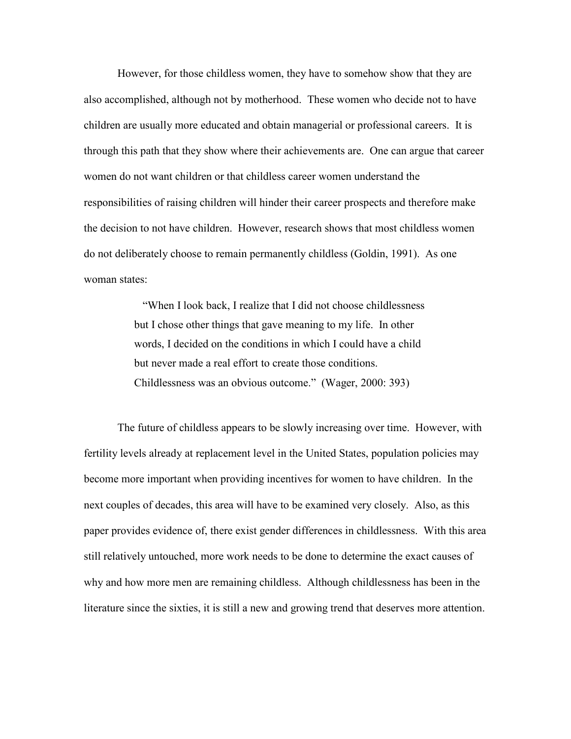However, for those childless women, they have to somehow show that they are also accomplished, although not by motherhood. These women who decide not to have children are usually more educated and obtain managerial or professional careers. It is through this path that they show where their achievements are. One can argue that career women do not want children or that childless career women understand the responsibilities of raising children will hinder their career prospects and therefore make the decision to not have children. However, research shows that most childless women do not deliberately choose to remain permanently childless (Goldin, 1991). As one woman states:

> "When I look back, I realize that I did not choose childlessness but I chose other things that gave meaning to my life. In other words, I decided on the conditions in which I could have a child but never made a real effort to create those conditions. Childlessness was an obvious outcome." (Wager, 2000: 393)

The future of childless appears to be slowly increasing over time. However, with fertility levels already at replacement level in the United States, population policies may become more important when providing incentives for women to have children. In the next couples of decades, this area will have to be examined very closely. Also, as this paper provides evidence of, there exist gender differences in childlessness. With this area still relatively untouched, more work needs to be done to determine the exact causes of why and how more men are remaining childless. Although childlessness has been in the literature since the sixties, it is still a new and growing trend that deserves more attention.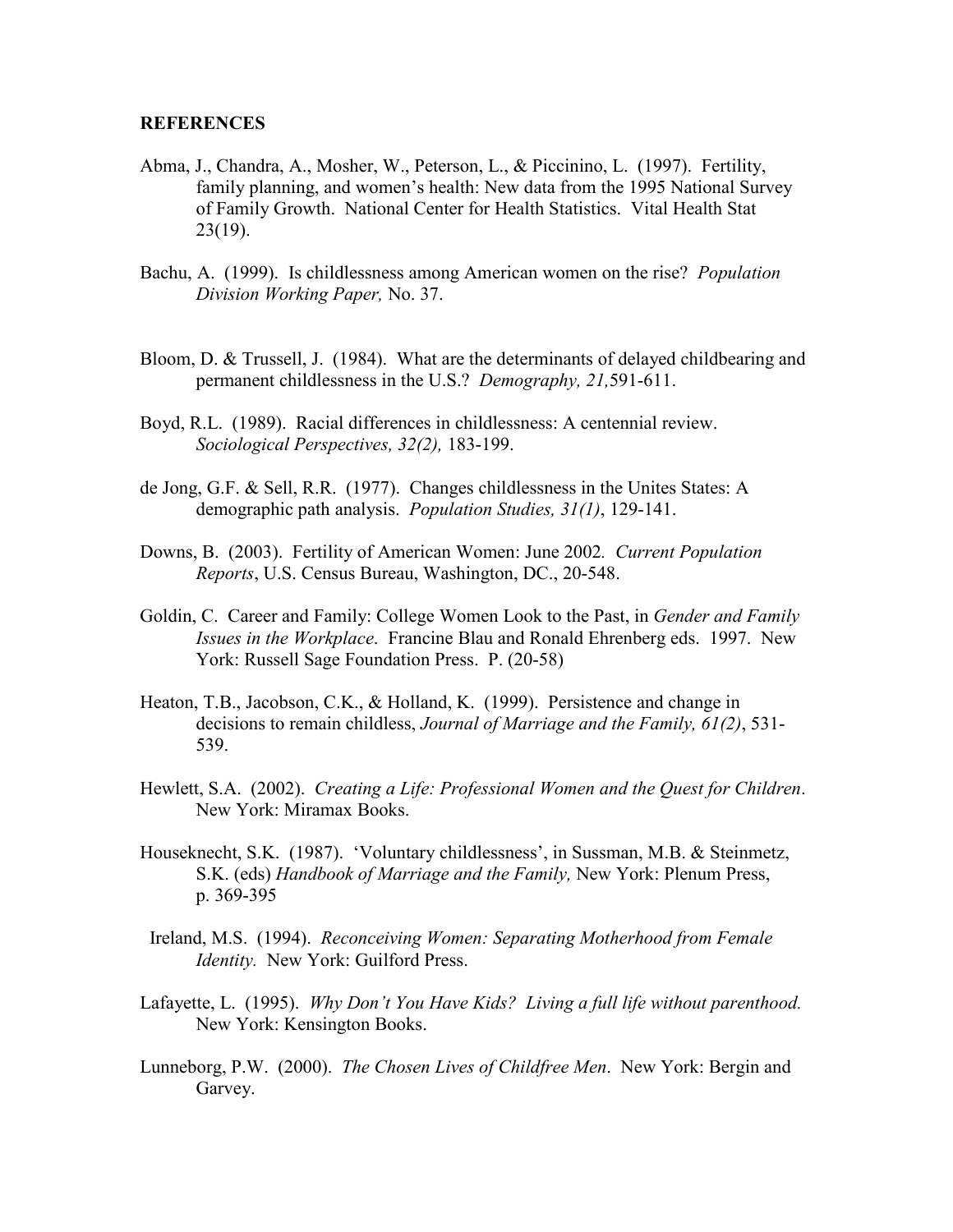**REFERENCES**

Abma, J., Chandra, A., Mosher, W., Peterson, L., & Piccinino, L. (1997). Fertility, family planning, and women's health: New data from the 1995 National Survey of Family Growth. National Center for Health Statistics. Vital Health Stat 23(19).

Bachu, A. (1999). Is childlessness among American women on the rise? *Population Division Working Paper,* No. 37.

Bloom, D. & Trussell, J. (1984). What are the determinants of delayed childbearing and permanent childlessness in the U.S.? *Demography, 21,*591-611.

Boyd, R.L. (1989). Racial differences in childlessness: A centennial review. *Sociological Perspectives, 32(2),* 183-199.

de Jong, G.F. & Sell, R.R. (1977). Changes childlessness in the Unites States: A demographic path analysis. *Population Studies, 31(1)*, 129-141.

Downs, B. (2003). Fertility of American Women: June 2002*. Current Population Reports*, U.S. Census Bureau, Washington, DC., 20-548.

Goldin, C. Career and Family: College Women Look to the Past, in *Gender and Family Issues in the Workplace*. Francine Blau and Ronald Ehrenberg eds. 1997. New York: Russell Sage Foundation Press. P. (20-58)

Heaton, T.B., Jacobson, C.K., & Holland, K. (1999). Persistence and change in decisions to remain childless, *Journal of Marriage and the Family, 61(2)*, 531-539.

Hewlett, S.A. (2002). *Creating a Life: Professional Women and the Quest for Children*. New York: Miramax Books.

Houseknecht, S.K. (1987). 'Voluntary childlessness', in Sussman, M.B. & Steinmetz, S.K. (eds) *Handbook of Marriage and the Family,* New York: Plenum Press, p. 369-395

Ireland, M.S. (1994). *Reconceiving Women: Separating Motherhood from Female Identity.* New York: Guilford Press.

Lafayette, L. (1995). *Why Don't You Have Kids? Living a full life without parenthood.* New York: Kensington Books.

Lunneborg, P.W. (2000). *The Chosen Lives of Childfree Men*. New York: Bergin and Garvey.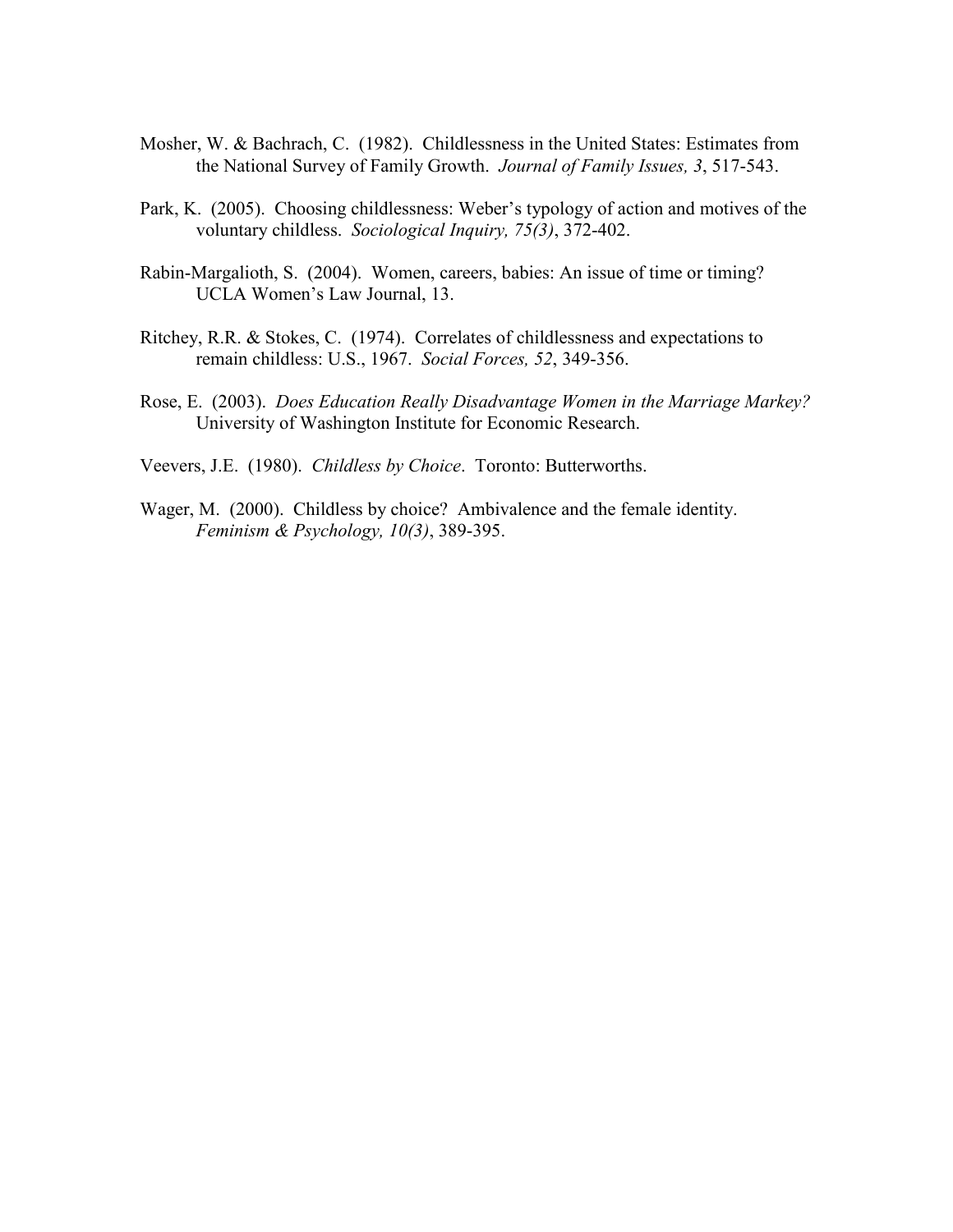Mosher, W. & Bachrach, C. (1982). Childlessness in the United States: Estimates from the National Survey of Family Growth. *Journal of Family Issues, 3*, 517-543.

Park, K. (2005). Choosing childlessness: Weber's typology of action and motives of the voluntary childless. *Sociological Inquiry, 75(3)*, 372-402.

Rabin-Margalioth, S. (2004). Women, careers, babies: An issue of time or timing? UCLA Women's Law Journal, 13.

Ritchey, R.R. & Stokes, C. (1974). Correlates of childlessness and expectations to remain childless: U.S., 1967. *Social Forces, 52*, 349-356.

Rose, E. (2003). *Does Education Really Disadvantage Women in the Marriage Markey?* University of Washington Institute for Economic Research.

Veevers, J.E. (1980). *Childless by Choice*. Toronto: Butterworths.

Wager, M. (2000). Childless by choice? Ambivalence and the female identity. *Feminism & Psychology, 10(3)*, 389-395.